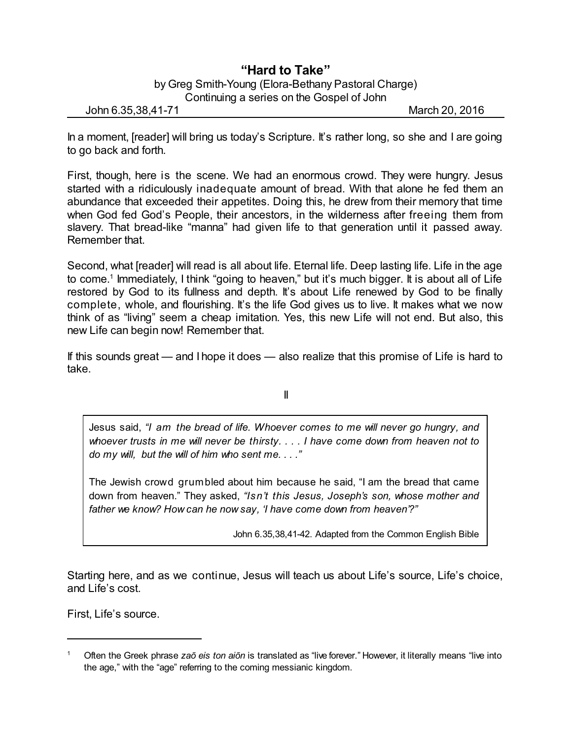# "Hard to Take"

by Greg Smith-Young (Elora-Bethany Pastoral Charge)
Continuing a series on the Gospel of John

John 6.35,38,41-71 — March 20, 2016

In a moment, [reader] will bring us today's Scripture. It's rather long, so she and I are going to go back and forth.

First, though, here is the scene. We had an enormous crowd. They were hungry. Jesus started with a ridiculously inadequate amount of bread. With that alone he fed them an abundance that exceeded their appetites. Doing this, he drew from their memory that time when God fed God's People, their ancestors, in the wilderness after freeing them from slavery. That bread-like "manna" had given life to that generation until it passed away. Remember that.

Second, what [reader] will read is all about life. Eternal life. Deep lasting life. Life in the age to come.[1] Immediately, I think "going to heaven," but it's much bigger. It is about all of Life restored by God to its fullness and depth. It's about Life renewed by God to be finally complete, whole, and flourishing. It's the life God gives us to live. It makes what we now think of as "living" seem a cheap imitation. Yes, this new Life will not end. But also, this new Life can begin now! Remember that.

If this sounds great — and I hope it does — also realize that this promise of Life is hard to take.

II

> Jesus said, *"I am the bread of life. Whoever comes to me will never go hungry, and whoever trusts in me will never be thirsty. . . . I have come down from heaven not to do my will, but the will of him who sent me. . . ."*
>
> The Jewish crowd grumbled about him because he said, "I am the bread that came down from heaven." They asked, *"Isn't this Jesus, Joseph's son, whose mother and father we know? How can he now say, 'I have come down from heaven'?"*
>
> John 6.35,38,41-42. Adapted from the Common English Bible

Starting here, and as we continue, Jesus will teach us about Life's source, Life's choice, and Life's cost.

First, Life's source.

---

[1] Often the Greek phrase *zaō eis ton aiōn* is translated as "live forever." However, it literally means "live into the age," with the "age" referring to the coming messianic kingdom.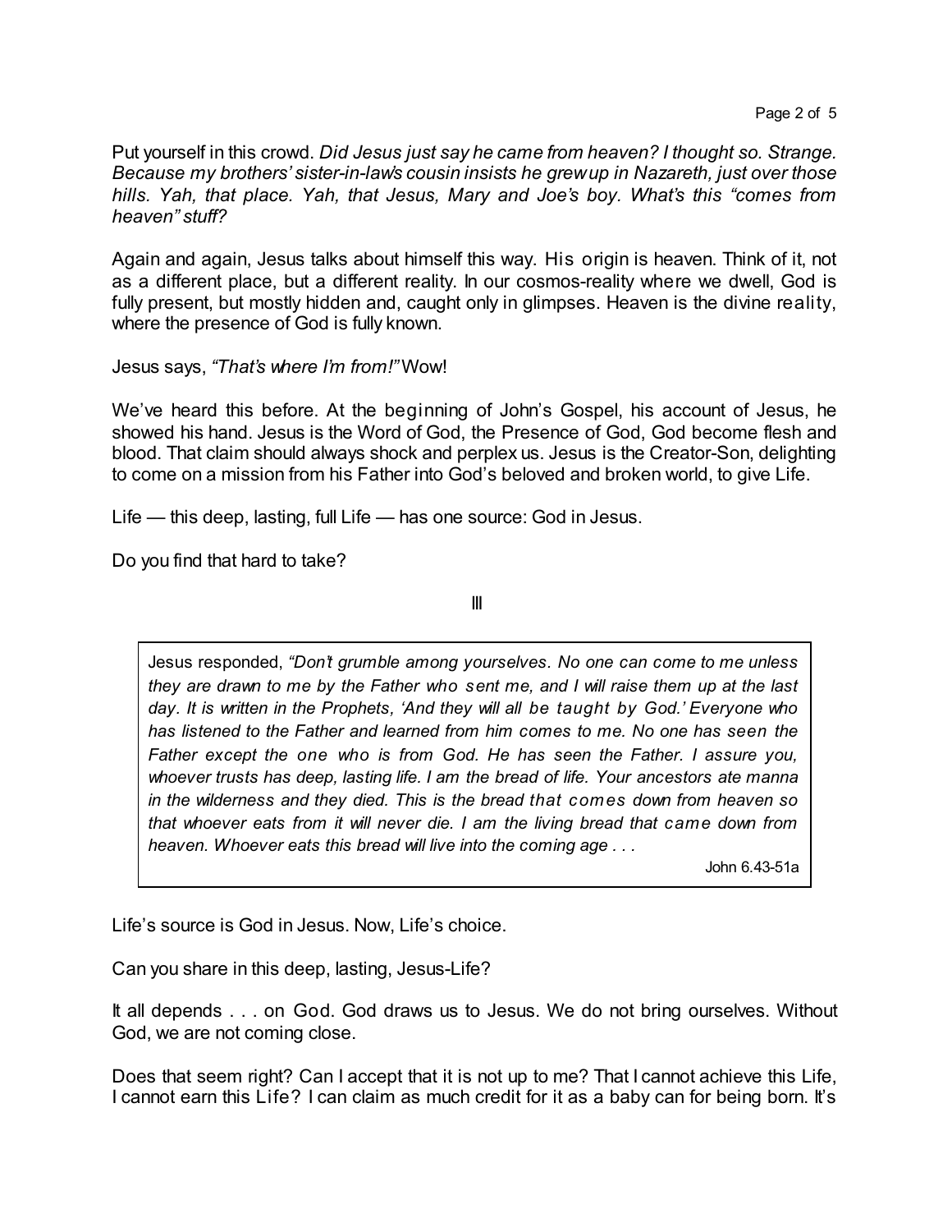Put yourself in this crowd. *Did Jesus just say he came from heaven? I thought so. Strange. Because my brothers' sister-in-law's cousin insists he grew up in Nazareth, just over those hills. Yah, that place. Yah, that Jesus, Mary and Joe's boy. What's this "comes from heaven" stuff?*

Again and again, Jesus talks about himself this way. His origin is heaven. Think of it, not as a different place, but a different reality. In our cosmos-reality where we dwell, God is fully present, but mostly hidden and, caught only in glimpses. Heaven is the divine reality, where the presence of God is fully known.

Jesus says, *"That's where I'm from!"* Wow!

We've heard this before. At the beginning of John's Gospel, his account of Jesus, he showed his hand. Jesus is the Word of God, the Presence of God, God become flesh and blood. That claim should always shock and perplex us. Jesus is the Creator-Son, delighting to come on a mission from his Father into God's beloved and broken world, to give Life.

Life — this deep, lasting, full Life — has one source: God in Jesus.

Do you find that hard to take?

III

> Jesus responded, *"Don't grumble among yourselves. No one can come to me unless they are drawn to me by the Father who sent me, and I will raise them up at the last day. It is written in the Prophets, 'And they will all be taught by God.' Everyone who has listened to the Father and learned from him comes to me. No one has seen the Father except the one who is from God. He has seen the Father. I assure you, whoever trusts has deep, lasting life. I am the bread of life. Your ancestors ate manna in the wilderness and they died. This is the bread that comes down from heaven so that whoever eats from it will never die. I am the living bread that came down from heaven. Whoever eats this bread will live into the coming age . . .*
>
> John 6.43-51a

Life's source is God in Jesus. Now, Life's choice.

Can you share in this deep, lasting, Jesus-Life?

It all depends . . . on God. God draws us to Jesus. We do not bring ourselves. Without God, we are not coming close.

Does that seem right? Can I accept that it is not up to me? That I cannot achieve this Life, I cannot earn this Life? I can claim as much credit for it as a baby can for being born. It's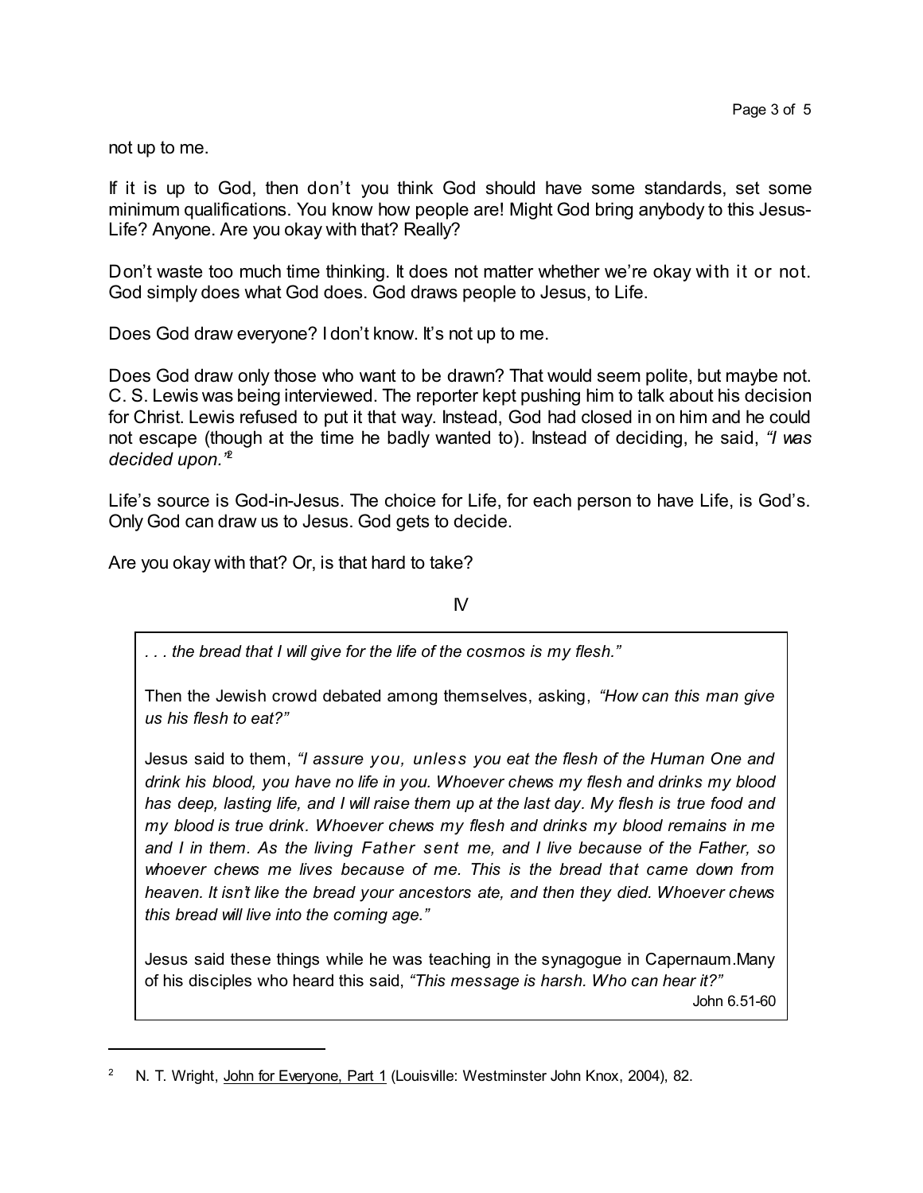not up to me.

If it is up to God, then don't you think God should have some standards, set some minimum qualifications. You know how people are! Might God bring anybody to this Jesus-Life? Anyone. Are you okay with that? Really?

Don't waste too much time thinking. It does not matter whether we're okay with it or not. God simply does what God does. God draws people to Jesus, to Life.

Does God draw everyone? I don't know. It's not up to me.

Does God draw only those who want to be drawn? That would seem polite, but maybe not. C. S. Lewis was being interviewed. The reporter kept pushing him to talk about his decision for Christ. Lewis refused to put it that way. Instead, God had closed in on him and he could not escape (though at the time he badly wanted to). Instead of deciding, he said, *"I was decided upon."*[2]

Life's source is God-in-Jesus. The choice for Life, for each person to have Life, is God's. Only God can draw us to Jesus. God gets to decide.

Are you okay with that? Or, is that hard to take?

IV

> *. . . the bread that I will give for the life of the cosmos is my flesh."*
>
> Then the Jewish crowd debated among themselves, asking, *"How can this man give us his flesh to eat?"*
>
> Jesus said to them, *"I assure you, unless you eat the flesh of the Human One and drink his blood, you have no life in you. Whoever chews my flesh and drinks my blood has deep, lasting life, and I will raise them up at the last day. My flesh is true food and my blood is true drink. Whoever chews my flesh and drinks my blood remains in me and I in them. As the living Father sent me, and I live because of the Father, so whoever chews me lives because of me. This is the bread that came down from heaven. It isn't like the bread your ancestors ate, and then they died. Whoever chews this bread will live into the coming age."*
>
> Jesus said these things while he was teaching in the synagogue in Capernaum.Many of his disciples who heard this said, *"This message is harsh. Who can hear it?"*
>
> John 6.51-60

---

[2] N. T. Wright, John for Everyone, Part 1 (Louisville: Westminster John Knox, 2004), 82.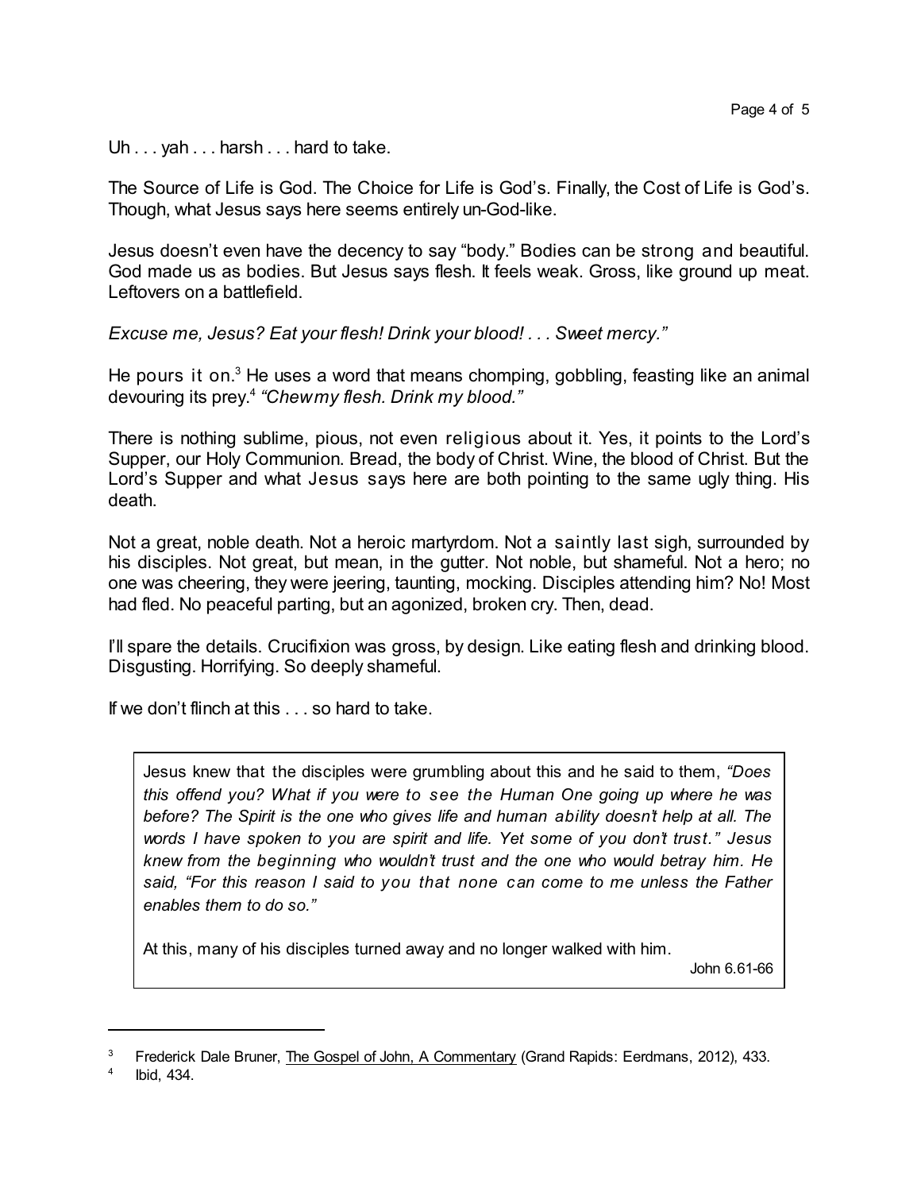Uh . . . yah . . . harsh . . . hard to take.

The Source of Life is God. The Choice for Life is God's. Finally, the Cost of Life is God's. Though, what Jesus says here seems entirely un-God-like.

Jesus doesn't even have the decency to say "body." Bodies can be strong and beautiful. God made us as bodies. But Jesus says flesh. It feels weak. Gross, like ground up meat. Leftovers on a battlefield.

*Excuse me, Jesus? Eat your flesh! Drink your blood! . . . Sweet mercy."*

He pours it on.[3] He uses a word that means chomping, gobbling, feasting like an animal devouring its prey.[4] *"Chew my flesh. Drink my blood."*

There is nothing sublime, pious, not even religious about it. Yes, it points to the Lord's Supper, our Holy Communion. Bread, the body of Christ. Wine, the blood of Christ. But the Lord's Supper and what Jesus says here are both pointing to the same ugly thing. His death.

Not a great, noble death. Not a heroic martyrdom. Not a saintly last sigh, surrounded by his disciples. Not great, but mean, in the gutter. Not noble, but shameful. Not a hero; no one was cheering, they were jeering, taunting, mocking. Disciples attending him? No! Most had fled. No peaceful parting, but an agonized, broken cry. Then, dead.

I'll spare the details. Crucifixion was gross, by design. Like eating flesh and drinking blood. Disgusting. Horrifying. So deeply shameful.

If we don't flinch at this . . . so hard to take.

> Jesus knew that the disciples were grumbling about this and he said to them, *"Does this offend you? What if you were to see the Human One going up where he was before? The Spirit is the one who gives life and human ability doesn't help at all. The words I have spoken to you are spirit and life. Yet some of you don't trust." Jesus knew from the beginning who wouldn't trust and the one who would betray him. He said, "For this reason I said to you that none can come to me unless the Father enables them to do so."*
>
> At this, many of his disciples turned away and no longer walked with him.
>
> John 6.61-66

---

[3] Frederick Dale Bruner, The Gospel of John, A Commentary (Grand Rapids: Eerdmans, 2012), 433.

[4] Ibid, 434.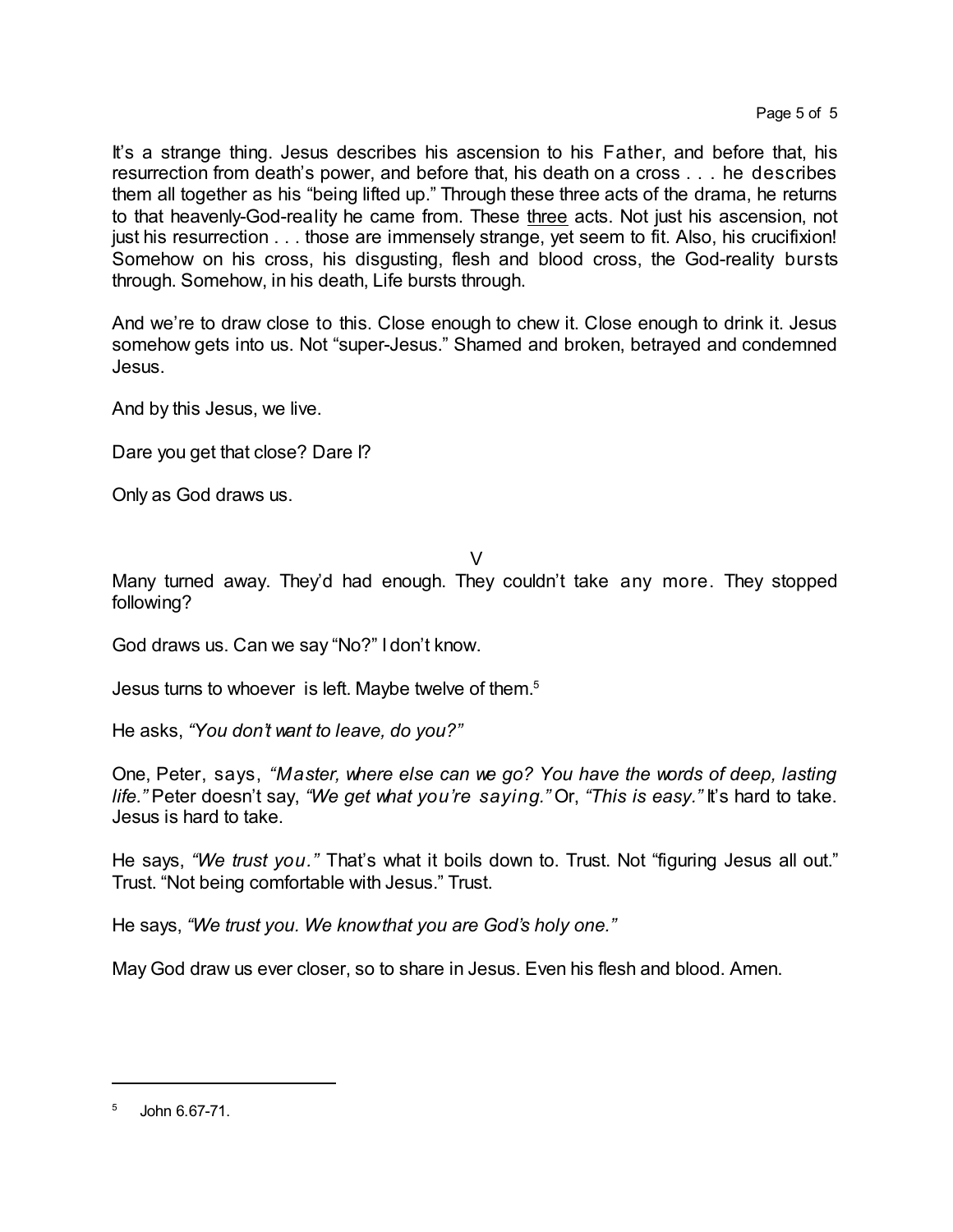It's a strange thing. Jesus describes his ascension to his Father, and before that, his resurrection from death's power, and before that, his death on a cross . . . he describes them all together as his "being lifted up." Through these three acts of the drama, he returns to that heavenly-God-reality he came from. These <u>three</u> acts. Not just his ascension, not just his resurrection . . . those are immensely strange, yet seem to fit. Also, his crucifixion! Somehow on his cross, his disgusting, flesh and blood cross, the God-reality bursts through. Somehow, in his death, Life bursts through.

And we're to draw close to this. Close enough to chew it. Close enough to drink it. Jesus somehow gets into us. Not "super-Jesus." Shamed and broken, betrayed and condemned Jesus.

And by this Jesus, we live.

Dare you get that close? Dare I?

Only as God draws us.

## V

Many turned away. They'd had enough. They couldn't take any more. They stopped following?

God draws us. Can we say "No?" I don't know.

Jesus turns to whoever is left. Maybe twelve of them.[5]

He asks, *"You don't want to leave, do you?"*

One, Peter, says, *"Master, where else can we go? You have the words of deep, lasting life."* Peter doesn't say, *"We get what you're saying."* Or, *"This is easy."* It's hard to take. Jesus is hard to take.

He says, *"We trust you."* That's what it boils down to. Trust. Not "figuring Jesus all out." Trust. "Not being comfortable with Jesus." Trust.

He says, *"We trust you. We know that you are God's holy one."*

May God draw us ever closer, so to share in Jesus. Even his flesh and blood. Amen.

---

[5] John 6.67-71.